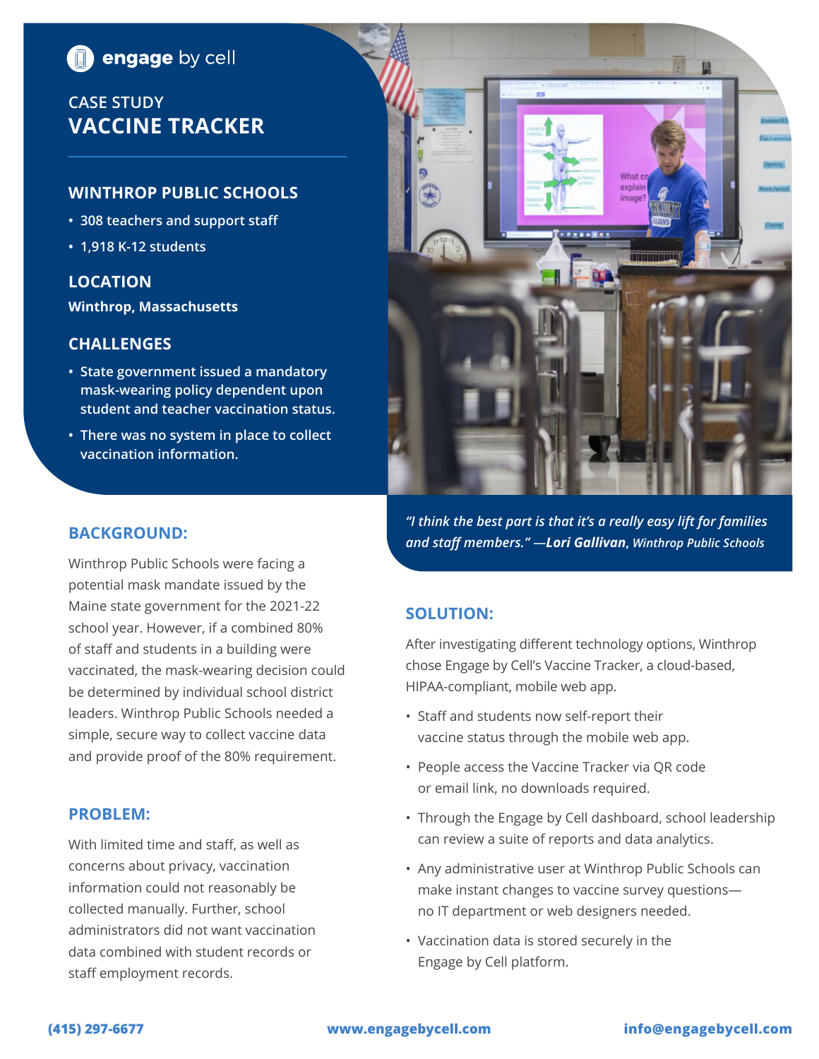engage by cell

CASE STUDY

# VACCINE TRACKER

## WINTHROP PUBLIC SCHOOLS

- 308 teachers and support staff
- 1,918 K-12 students

## LOCATION

**Winthrop, Massachusetts**

## CHALLENGES

- State government issued a mandatory mask-wearing policy dependent upon student and teacher vaccination status.
- There was no system in place to collect vaccination information.

*"I think the best part is that it's a really easy lift for families and staff members."* —***Lori Gallivan**, Winthrop Public Schools*

## BACKGROUND:

Winthrop Public Schools were facing a potential mask mandate issued by the Maine state government for the 2021-22 school year. However, if a combined 80% of staff and students in a building were vaccinated, the mask-wearing decision could be determined by individual school district leaders. Winthrop Public Schools needed a simple, secure way to collect vaccine data and provide proof of the 80% requirement.

## PROBLEM:

With limited time and staff, as well as concerns about privacy, vaccination information could not reasonably be collected manually. Further, school administrators did not want vaccination data combined with student records or staff employment records.

## SOLUTION:

After investigating different technology options, Winthrop chose Engage by Cell's Vaccine Tracker, a cloud-based, HIPAA-compliant, mobile web app.

- Staff and students now self-report their vaccine status through the mobile web app.
- People access the Vaccine Tracker via QR code or email link, no downloads required.
- Through the Engage by Cell dashboard, school leadership can review a suite of reports and data analytics.
- Any administrative user at Winthrop Public Schools can make instant changes to vaccine survey questions—no IT department or web designers needed.
- Vaccination data is stored securely in the Engage by Cell platform.

**(415) 297-6677** **www.engagebycell.com** **info@engagebycell.com**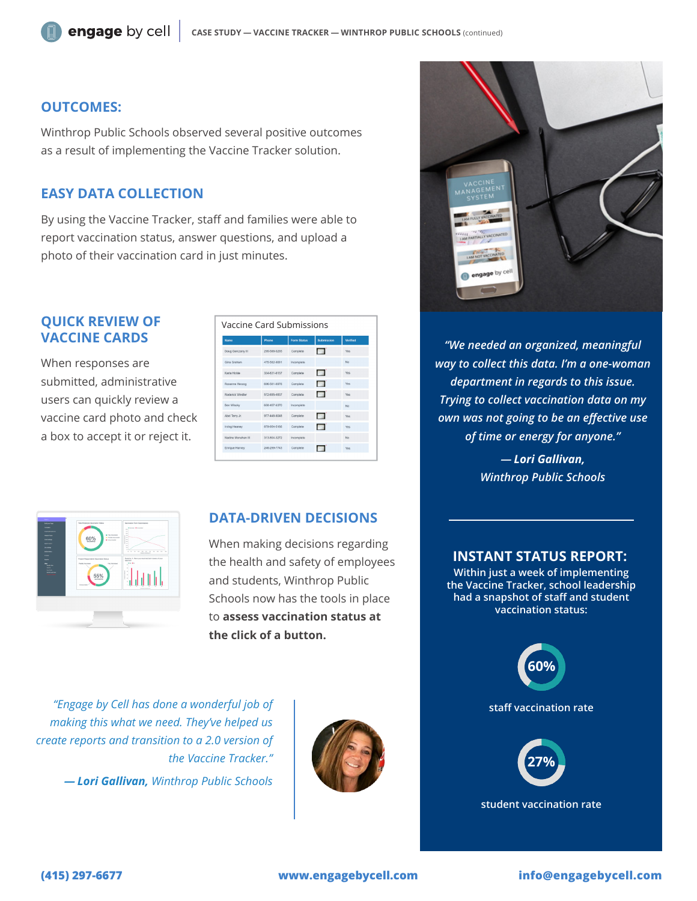## OUTCOMES:

Winthrop Public Schools observed several positive outcomes as a result of implementing the Vaccine Tracker solution.

## EASY DATA COLLECTION

By using the Vaccine Tracker, staff and families were able to report vaccination status, answer questions, and upload a photo of their vaccination card in just minutes.

## QUICK REVIEW OF VACCINE CARDS

When responses are submitted, administrative users can quickly review a vaccine card photo and check a box to accept it or reject it.

Vaccine Card Submissions

## DATA-DRIVEN DECISIONS

When making decisions regarding the health and safety of employees and students, Winthrop Public Schools now has the tools in place to **assess vaccination status at the click of a button.**

*"Engage by Cell has done a wonderful job of making this what we need. They've helped us create reports and transition to a 2.0 version of the Vaccine Tracker."*

***— Lori Gallivan,*** *Winthrop Public Schools*

*"We needed an organized, meaningful way to collect this data. I'm a one-woman department in regards to this issue. Trying to collect vaccination data on my own was not going to be an effective use of time or energy for anyone."*

***— Lori Gallivan, Winthrop Public Schools***

## INSTANT STATUS REPORT:

Within just a week of implementing the Vaccine Tracker, school leadership had a snapshot of staff and student vaccination status:

60%

staff vaccination rate

27%

student vaccination rate

(415) 297-6677 | www.engagebycell.com | info@engagebycell.com